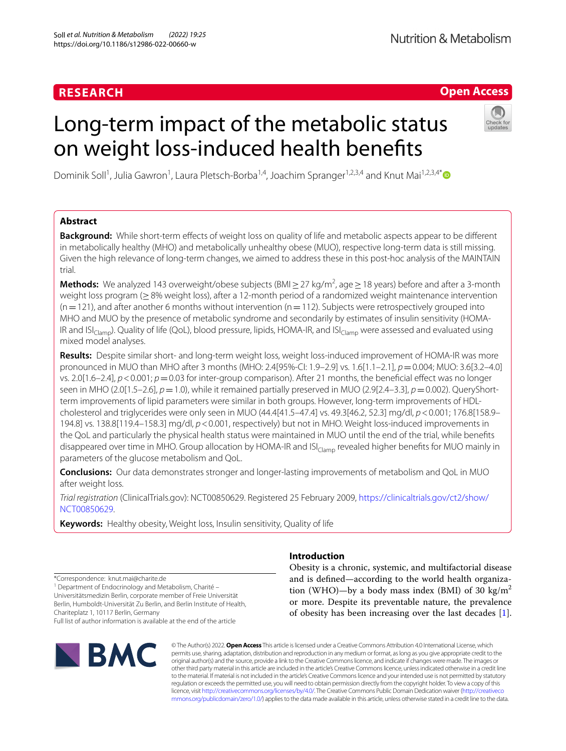RESEARCH

Open Access

# Long-term impact of the metabolic status on weight loss-induced health benefits

Dominik Soll[1], Julia Gawron[1], Laura Pletsch-Borba[1,4], Joachim Spranger[1,2,3,4] and Knut Mai[1,2,3,4*]

## Abstract

**Background:** While short-term effects of weight loss on quality of life and metabolic aspects appear to be different in metabolically healthy (MHO) and metabolically unhealthy obese (MUO), respective long-term data is still missing. Given the high relevance of long-term changes, we aimed to address these in this post-hoc analysis of the MAINTAIN trial.

**Methods:** We analyzed 143 overweight/obese subjects (BMI ≥ 27 kg/m$^2$, age ≥ 18 years) before and after a 3-month weight loss program (≥ 8% weight loss), after a 12-month period of a randomized weight maintenance intervention (n = 121), and after another 6 months without intervention (n = 112). Subjects were retrospectively grouped into MHO and MUO by the presence of metabolic syndrome and secondarily by estimates of insulin sensitivity (HOMA-IR and $ISI_{Clamp}$). Quality of life (QoL), blood pressure, lipids, HOMA-IR, and $ISI_{Clamp}$ were assessed and evaluated using mixed model analyses.

**Results:** Despite similar short- and long-term weight loss, weight loss-induced improvement of HOMA-IR was more pronounced in MUO than MHO after 3 months (MHO: 2.4[95%-CI: 1.9–2.9] vs. 1.6[1.1–2.1], $p = 0.004$; MUO: 3.6[3.2–4.0] vs. 2.0[1.6–2.4], $p < 0.001$; $p = 0.03$ for inter-group comparison). After 21 months, the beneficial effect was no longer seen in MHO (2.0[1.5–2.6], $p = 1.0$), while it remained partially preserved in MUO (2.9[2.4–3.3], $p = 0.002$). QueryShort-term improvements of lipid parameters were similar in both groups. However, long-term improvements of HDL-cholesterol and triglycerides were only seen in MUO (44.4[41.5–47.4] vs. 49.3[46.2, 52.3] mg/dl, $p < 0.001$; 176.8[158.9–194.8] vs. 138.8[119.4–158.3] mg/dl, $p < 0.001$, respectively) but not in MHO. Weight loss-induced improvements in the QoL and particularly the physical health status were maintained in MUO until the end of the trial, while benefits disappeared over time in MHO. Group allocation by HOMA-IR and $ISI_{Clamp}$ revealed higher benefits for MUO mainly in parameters of the glucose metabolism and QoL.

**Conclusions:** Our data demonstrates stronger and longer-lasting improvements of metabolism and QoL in MUO after weight loss.

*Trial registration* (ClinicalTrials.gov): NCT00850629. Registered 25 February 2009, https://clinicaltrials.gov/ct2/show/NCT00850629.

**Keywords:** Healthy obesity, Weight loss, Insulin sensitivity, Quality of life

## Introduction

Obesity is a chronic, systemic, and multifactorial disease and is defined—according to the world health organization (WHO)—by a body mass index (BMI) of 30 kg/m$^2$ or more. Despite its preventable nature, the prevalence of obesity has been increasing over the last decades [1].

*Correspondence: knut.mai@charite.de

[1] Department of Endocrinology and Metabolism, Charité – Universitätsmedizin Berlin, corporate member of Freie Universität Berlin, Humboldt-Universität Zu Berlin, and Berlin Institute of Health, Chariteplatz 1, 10117 Berlin, Germany

Full list of author information is available at the end of the article

© The Author(s) 2022. **Open Access** This article is licensed under a Creative Commons Attribution 4.0 International License, which permits use, sharing, adaptation, distribution and reproduction in any medium or format, as long as you give appropriate credit to the original author(s) and the source, provide a link to the Creative Commons licence, and indicate if changes were made. The images or other third party material in this article are included in the article's Creative Commons licence, unless indicated otherwise in a credit line to the material. If material is not included in the article's Creative Commons licence and your intended use is not permitted by statutory regulation or exceeds the permitted use, you will need to obtain permission directly from the copyright holder. To view a copy of this licence, visit http://creativecommons.org/licenses/by/4.0/. The Creative Commons Public Domain Dedication waiver (http://creativecommons.org/publicdomain/zero/1.0/) applies to the data made available in this article, unless otherwise stated in a credit line to the data.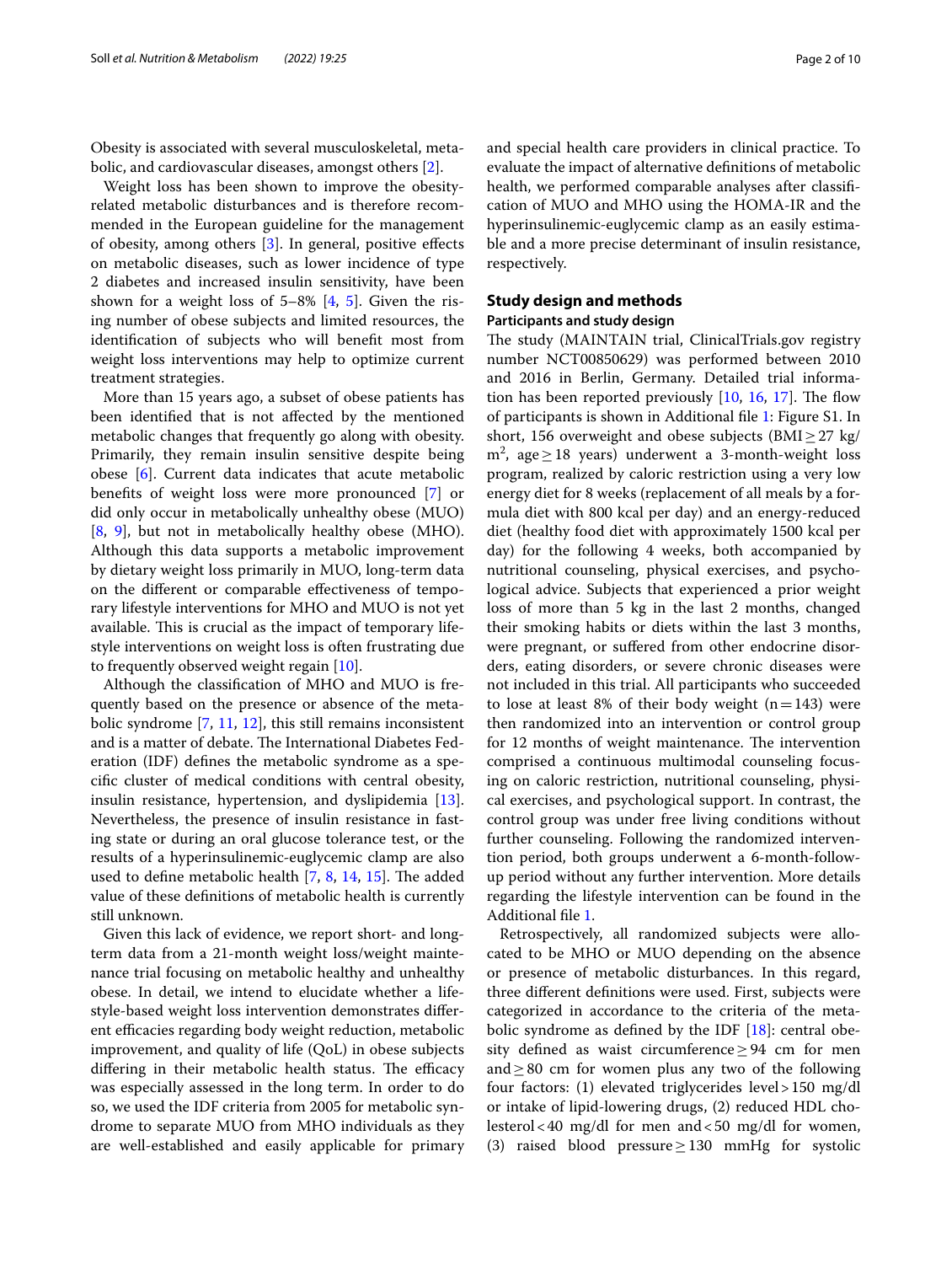Obesity is associated with several musculoskeletal, metabolic, and cardiovascular diseases, amongst others [2].

Weight loss has been shown to improve the obesity-related metabolic disturbances and is therefore recommended in the European guideline for the management of obesity, among others [3]. In general, positive effects on metabolic diseases, such as lower incidence of type 2 diabetes and increased insulin sensitivity, have been shown for a weight loss of 5–8% [4, 5]. Given the rising number of obese subjects and limited resources, the identification of subjects who will benefit most from weight loss interventions may help to optimize current treatment strategies.

More than 15 years ago, a subset of obese patients has been identified that is not affected by the mentioned metabolic changes that frequently go along with obesity. Primarily, they remain insulin sensitive despite being obese [6]. Current data indicates that acute metabolic benefits of weight loss were more pronounced [7] or did only occur in metabolically unhealthy obese (MUO) [8, 9], but not in metabolically healthy obese (MHO). Although this data supports a metabolic improvement by dietary weight loss primarily in MUO, long-term data on the different or comparable effectiveness of temporary lifestyle interventions for MHO and MUO is not yet available. This is crucial as the impact of temporary lifestyle interventions on weight loss is often frustrating due to frequently observed weight regain [10].

Although the classification of MHO and MUO is frequently based on the presence or absence of the metabolic syndrome [7, 11, 12], this still remains inconsistent and is a matter of debate. The International Diabetes Federation (IDF) defines the metabolic syndrome as a specific cluster of medical conditions with central obesity, insulin resistance, hypertension, and dyslipidemia [13]. Nevertheless, the presence of insulin resistance in fasting state or during an oral glucose tolerance test, or the results of a hyperinsulinemic-euglycemic clamp are also used to define metabolic health [7, 8, 14, 15]. The added value of these definitions of metabolic health is currently still unknown.

Given this lack of evidence, we report short- and long-term data from a 21-month weight loss/weight maintenance trial focusing on metabolic healthy and unhealthy obese. In detail, we intend to elucidate whether a lifestyle-based weight loss intervention demonstrates different efficacies regarding body weight reduction, metabolic improvement, and quality of life (QoL) in obese subjects differing in their metabolic health status. The efficacy was especially assessed in the long term. In order to do so, we used the IDF criteria from 2005 for metabolic syndrome to separate MUO from MHO individuals as they are well-established and easily applicable for primary and special health care providers in clinical practice. To evaluate the impact of alternative definitions of metabolic health, we performed comparable analyses after classification of MUO and MHO using the HOMA-IR and the hyperinsulinemic-euglycemic clamp as an easily estimable and a more precise determinant of insulin resistance, respectively.

## Study design and methods

### Participants and study design

The study (MAINTAIN trial, ClinicalTrials.gov registry number NCT00850629) was performed between 2010 and 2016 in Berlin, Germany. Detailed trial information has been reported previously [10, 16, 17]. The flow of participants is shown in Additional file 1: Figure S1. In short, 156 overweight and obese subjects (BMI ≥ 27 kg/m$^2$, age ≥ 18 years) underwent a 3-month-weight loss program, realized by caloric restriction using a very low energy diet for 8 weeks (replacement of all meals by a formula diet with 800 kcal per day) and an energy-reduced diet (healthy food diet with approximately 1500 kcal per day) for the following 4 weeks, both accompanied by nutritional counseling, physical exercises, and psychological advice. Subjects that experienced a prior weight loss of more than 5 kg in the last 2 months, changed their smoking habits or diets within the last 3 months, were pregnant, or suffered from other endocrine disorders, eating disorders, or severe chronic diseases were not included in this trial. All participants who succeeded to lose at least 8% of their body weight (n = 143) were then randomized into an intervention or control group for 12 months of weight maintenance. The intervention comprised a continuous multimodal counseling focusing on caloric restriction, nutritional counseling, physical exercises, and psychological support. In contrast, the control group was under free living conditions without further counseling. Following the randomized intervention period, both groups underwent a 6-month-follow-up period without any further intervention. More details regarding the lifestyle intervention can be found in the Additional file 1.

Retrospectively, all randomized subjects were allocated to be MHO or MUO depending on the absence or presence of metabolic disturbances. In this regard, three different definitions were used. First, subjects were categorized in accordance to the criteria of the metabolic syndrome as defined by the IDF [18]: central obesity defined as waist circumference ≥ 94 cm for men and ≥ 80 cm for women plus any two of the following four factors: (1) elevated triglycerides level > 150 mg/dl or intake of lipid-lowering drugs, (2) reduced HDL cholesterol < 40 mg/dl for men and < 50 mg/dl for women, (3) raised blood pressure ≥ 130 mmHg for systolic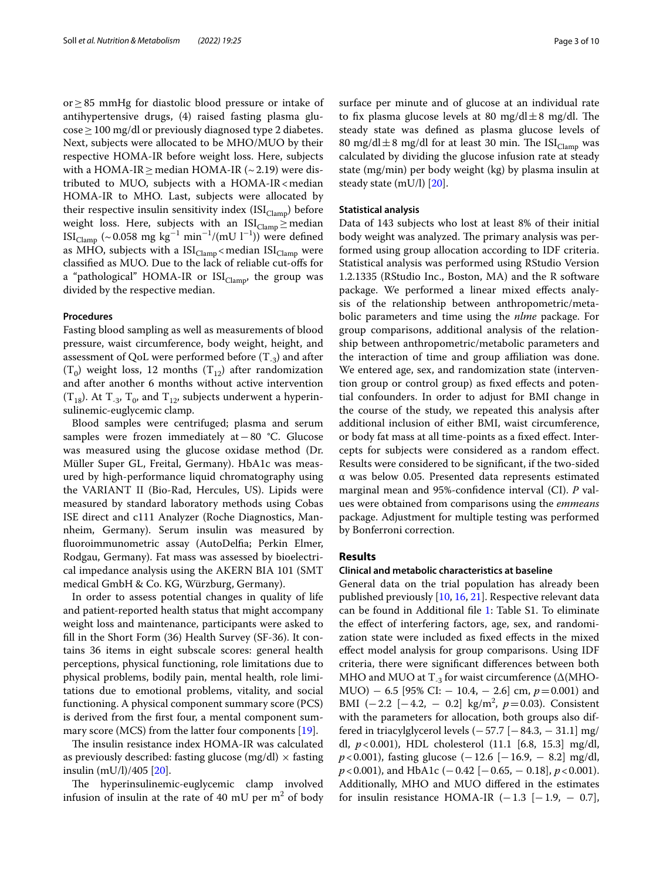or ≥ 85 mmHg for diastolic blood pressure or intake of antihypertensive drugs, (4) raised fasting plasma glucose ≥ 100 mg/dl or previously diagnosed type 2 diabetes. Next, subjects were allocated to be MHO/MUO by their respective HOMA-IR before weight loss. Here, subjects with a HOMA-IR ≥ median HOMA-IR (~ 2.19) were distributed to MUO, subjects with a HOMA-IR < median HOMA-IR to MHO. Last, subjects were allocated by their respective insulin sensitivity index ($ISI_{Clamp}$) before weight loss. Here, subjects with an $ISI_{Clamp}$ ≥ median $ISI_{Clamp}$ (~ 0.058 mg $kg^{-1}$ $min^{-1}$/(mU $l^{-1}$)) were defined as MHO, subjects with a $ISI_{Clamp}$ < median $ISI_{Clamp}$ were classified as MUO. Due to the lack of reliable cut-offs for a "pathological" HOMA-IR or $ISI_{Clamp}$, the group was divided by the respective median.

### Procedures

Fasting blood sampling as well as measurements of blood pressure, waist circumference, body weight, height, and assessment of QoL were performed before ($T_{-3}$) and after ($T_0$) weight loss, 12 months ($T_{12}$) after randomization and after another 6 months without active intervention ($T_{18}$). At $T_{-3}$, $T_0$, and $T_{12}$, subjects underwent a hyperinsulinemic-euglycemic clamp.

Blood samples were centrifuged; plasma and serum samples were frozen immediately at − 80 °C. Glucose was measured using the glucose oxidase method (Dr. Müller Super GL, Freital, Germany). HbA1c was measured by high-performance liquid chromatography using the VARIANT II (Bio-Rad, Hercules, US). Lipids were measured by standard laboratory methods using Cobas ISE direct and c111 Analyzer (Roche Diagnostics, Mannheim, Germany). Serum insulin was measured by fluoroimmunometric assay (AutoDelfia; Perkin Elmer, Rodgau, Germany). Fat mass was assessed by bioelectrical impedance analysis using the AKERN BIA 101 (SMT medical GmbH & Co. KG, Würzburg, Germany).

In order to assess potential changes in quality of life and patient-reported health status that might accompany weight loss and maintenance, participants were asked to fill in the Short Form (36) Health Survey (SF-36). It contains 36 items in eight subscale scores: general health perceptions, physical functioning, role limitations due to physical problems, bodily pain, mental health, role limitations due to emotional problems, vitality, and social functioning. A physical component summary score (PCS) is derived from the first four, a mental component summary score (MCS) from the latter four components [19].

The insulin resistance index HOMA-IR was calculated as previously described: fasting glucose (mg/dl) × fasting insulin (mU/l)/405 [20].

The hyperinsulinemic-euglycemic clamp involved infusion of insulin at the rate of 40 mU per $m^2$ of body surface per minute and of glucose at an individual rate to fix plasma glucose levels at 80 mg/dl ± 8 mg/dl. The steady state was defined as plasma glucose levels of 80 mg/dl ± 8 mg/dl for at least 30 min. The $ISI_{Clamp}$ was calculated by dividing the glucose infusion rate at steady state (mg/min) per body weight (kg) by plasma insulin at steady state (mU/l) [20].

### Statistical analysis

Data of 143 subjects who lost at least 8% of their initial body weight was analyzed. The primary analysis was performed using group allocation according to IDF criteria. Statistical analysis was performed using RStudio Version 1.2.1335 (RStudio Inc., Boston, MA) and the R software package. We performed a linear mixed effects analysis of the relationship between anthropometric/metabolic parameters and time using the *nlme* package. For group comparisons, additional analysis of the relationship between anthropometric/metabolic parameters and the interaction of time and group affiliation was done. We entered age, sex, and randomization state (intervention group or control group) as fixed effects and potential confounders. In order to adjust for BMI change in the course of the study, we repeated this analysis after additional inclusion of either BMI, waist circumference, or body fat mass at all time-points as a fixed effect. Intercepts for subjects were considered as a random effect. Results were considered to be significant, if the two-sided α was below 0.05. Presented data represents estimated marginal mean and 95%-confidence interval (CI). *P* values were obtained from comparisons using the *emmeans* package. Adjustment for multiple testing was performed by Bonferroni correction.

## Results

### Clinical and metabolic characteristics at baseline

General data on the trial population has already been published previously [10, 16, 21]. Respective relevant data can be found in Additional file 1: Table S1. To eliminate the effect of interfering factors, age, sex, and randomization state were included as fixed effects in the mixed effect model analysis for group comparisons. Using IDF criteria, there were significant differences between both MHO and MUO at $T_{-3}$ for waist circumference (Δ(MHO-MUO) − 6.5 [95% CI: − 10.4, − 2.6] cm, $p = 0.001$) and BMI (− 2.2 [− 4.2, − 0.2] kg/$m^2$, $p = 0.03$). Consistent with the parameters for allocation, both groups also differed in triacylglycerol levels (− 57.7 [− 84.3, − 31.1] mg/dl, $p < 0.001$), HDL cholesterol (11.1 [6.8, 15.3] mg/dl, $p < 0.001$), fasting glucose (− 12.6 [− 16.9, − 8.2] mg/dl, $p < 0.001$), and HbA1c (− 0.42 [− 0.65, − 0.18], $p < 0.001$). Additionally, MHO and MUO differed in the estimates for insulin resistance HOMA-IR (− 1.3 [− 1.9, − 0.7],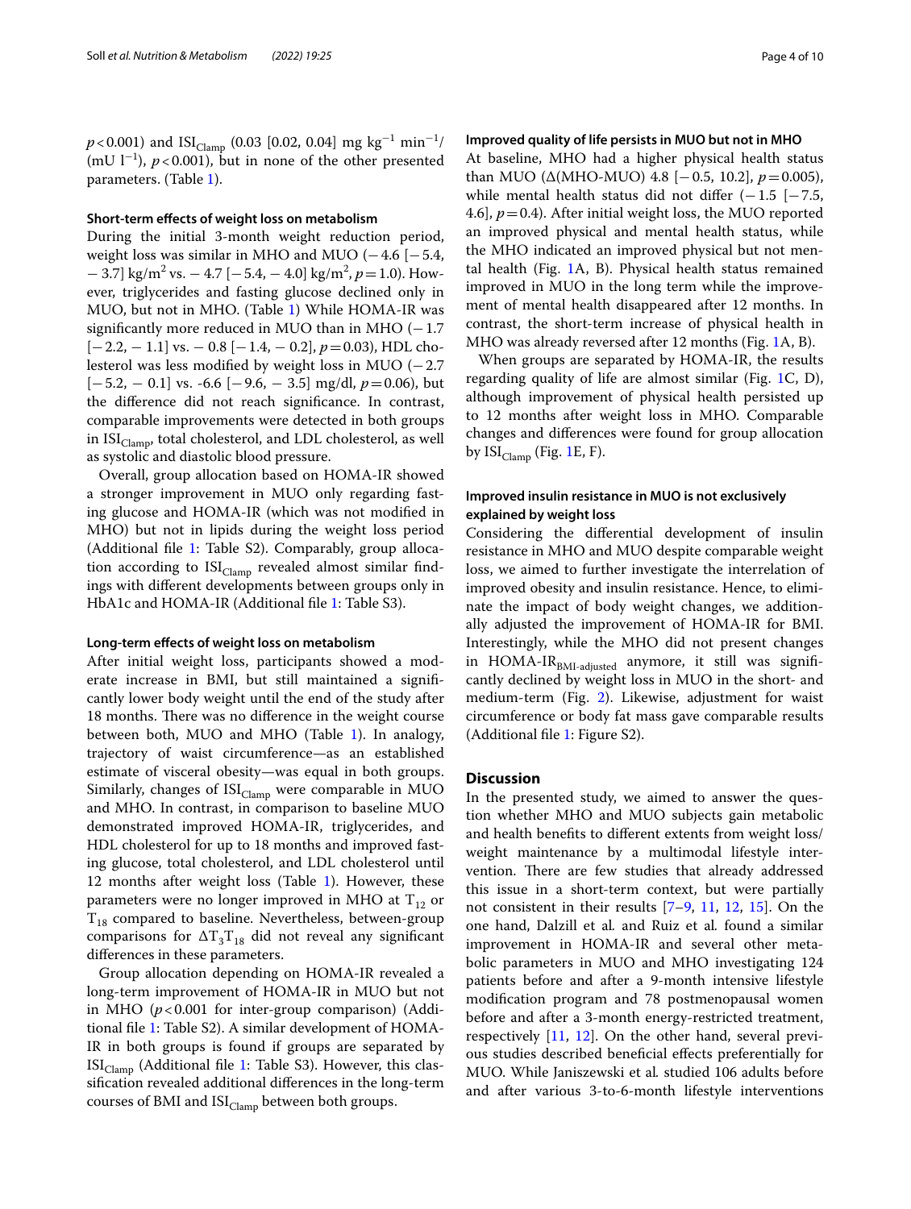$p < 0.001$) and $ISI_{Clamp}$ (0.03 [0.02, 0.04] mg $kg^{-1}$ $min^{-1}$/ (mU $l^{-1}$), $p < 0.001$), but in none of the other presented parameters. (Table 1).

#### Short-term effects of weight loss on metabolism

During the initial 3-month weight reduction period, weight loss was similar in MHO and MUO (− 4.6 [− 5.4, − 3.7] kg/$m^2$ vs. − 4.7 [− 5.4, − 4.0] kg/$m^2$, $p = 1.0$). However, triglycerides and fasting glucose declined only in MUO, but not in MHO. (Table 1) While HOMA-IR was significantly more reduced in MUO than in MHO (− 1.7 [− 2.2, − 1.1] vs. − 0.8 [− 1.4, − 0.2], $p = 0.03$), HDL cholesterol was less modified by weight loss in MUO (− 2.7 [− 5.2, − 0.1] vs. -6.6 [− 9.6, − 3.5] mg/dl, $p = 0.06$), but the difference did not reach significance. In contrast, comparable improvements were detected in both groups in $ISI_{Clamp}$, total cholesterol, and LDL cholesterol, as well as systolic and diastolic blood pressure.

Overall, group allocation based on HOMA-IR showed a stronger improvement in MUO only regarding fasting glucose and HOMA-IR (which was not modified in MHO) but not in lipids during the weight loss period (Additional file 1: Table S2). Comparably, group allocation according to $ISI_{Clamp}$ revealed almost similar findings with different developments between groups only in HbA1c and HOMA-IR (Additional file 1: Table S3).

#### Long-term effects of weight loss on metabolism

After initial weight loss, participants showed a moderate increase in BMI, but still maintained a significantly lower body weight until the end of the study after 18 months. There was no difference in the weight course between both, MUO and MHO (Table 1). In analogy, trajectory of waist circumference—as an established estimate of visceral obesity—was equal in both groups. Similarly, changes of $ISI_{Clamp}$ were comparable in MUO and MHO. In contrast, in comparison to baseline MUO demonstrated improved HOMA-IR, triglycerides, and HDL cholesterol for up to 18 months and improved fasting glucose, total cholesterol, and LDL cholesterol until 12 months after weight loss (Table 1). However, these parameters were no longer improved in MHO at $T_{12}$ or $T_{18}$ compared to baseline. Nevertheless, between-group comparisons for $\Delta T_3 T_{18}$ did not reveal any significant differences in these parameters.

Group allocation depending on HOMA-IR revealed a long-term improvement of HOMA-IR in MUO but not in MHO ($p < 0.001$ for inter-group comparison) (Additional file 1: Table S2). A similar development of HOMA-IR in both groups is found if groups are separated by $ISI_{Clamp}$ (Additional file 1: Table S3). However, this classification revealed additional differences in the long-term courses of BMI and $ISI_{Clamp}$ between both groups.

#### Improved quality of life persists in MUO but not in MHO

At baseline, MHO had a higher physical health status than MUO (Δ(MHO-MUO) 4.8 [− 0.5, 10.2], $p = 0.005$), while mental health status did not differ (− 1.5 [− 7.5, 4.6], $p = 0.4$). After initial weight loss, the MUO reported an improved physical and mental health status, while the MHO indicated an improved physical but not mental health (Fig. 1A, B). Physical health status remained improved in MUO in the long term while the improvement of mental health disappeared after 12 months. In contrast, the short-term increase of physical health in MHO was already reversed after 12 months (Fig. 1A, B).

When groups are separated by HOMA-IR, the results regarding quality of life are almost similar (Fig. 1C, D), although improvement of physical health persisted up to 12 months after weight loss in MHO. Comparable changes and differences were found for group allocation by $ISI_{Clamp}$ (Fig. 1E, F).

#### Improved insulin resistance in MUO is not exclusively explained by weight loss

Considering the differential development of insulin resistance in MHO and MUO despite comparable weight loss, we aimed to further investigate the interrelation of improved obesity and insulin resistance. Hence, to eliminate the impact of body weight changes, we additionally adjusted the improvement of HOMA-IR for BMI. Interestingly, while the MHO did not present changes in $HOMA\text{-}IR_{BMI\text{-}adjusted}$ anymore, it still was significantly declined by weight loss in MUO in the short- and medium-term (Fig. 2). Likewise, adjustment for waist circumference or body fat mass gave comparable results (Additional file 1: Figure S2).

## Discussion

In the presented study, we aimed to answer the question whether MHO and MUO subjects gain metabolic and health benefits to different extents from weight loss/ weight maintenance by a multimodal lifestyle intervention. There are few studies that already addressed this issue in a short-term context, but were partially not consistent in their results [7–9, 11, 12, 15]. On the one hand, Dalzill et al. and Ruiz et al. found a similar improvement in HOMA-IR and several other metabolic parameters in MUO and MHO investigating 124 patients before and after a 9-month intensive lifestyle modification program and 78 postmenopausal women before and after a 3-month energy-restricted treatment, respectively [11, 12]. On the other hand, several previous studies described beneficial effects preferentially for MUO. While Janiszewski et al. studied 106 adults before and after various 3-to-6-month lifestyle interventions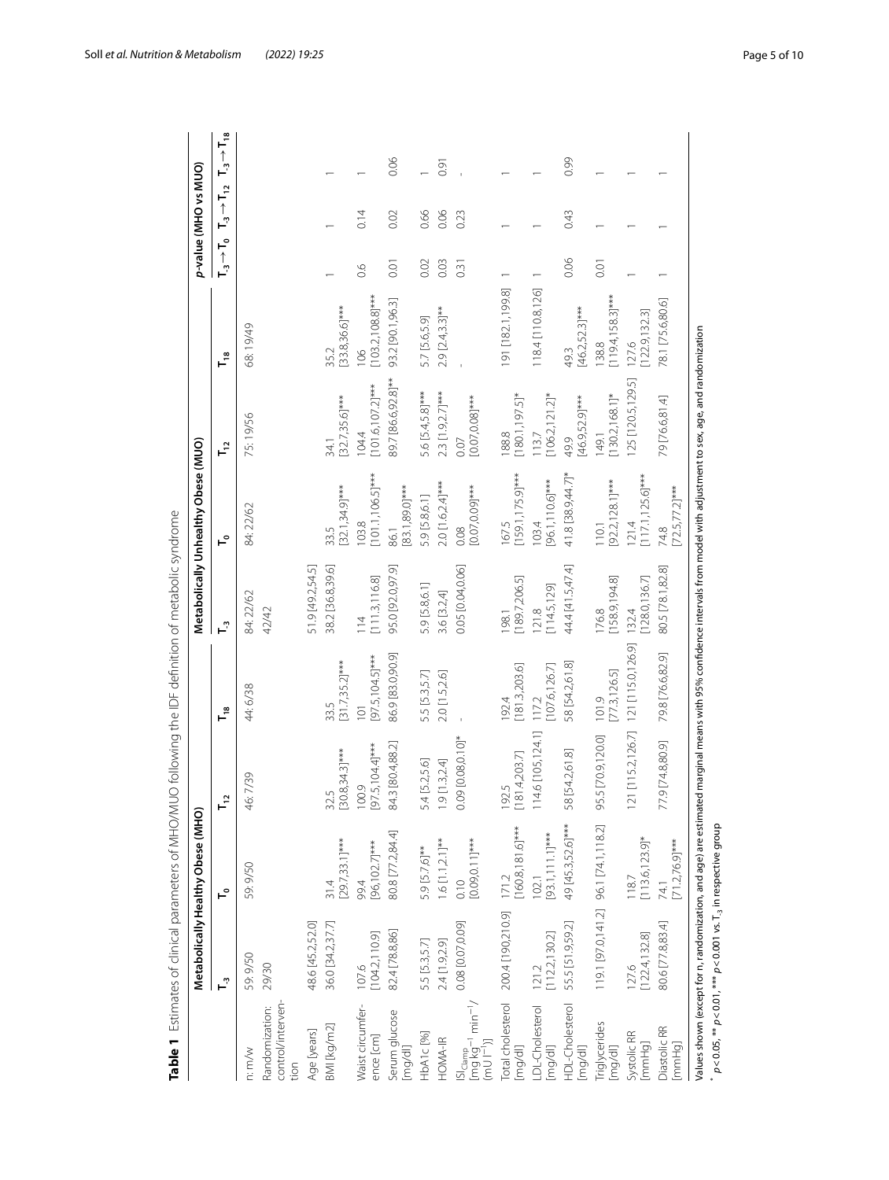**Table 1** Estimates of clinical parameters of MHO/MUO following the IDF definition of metabolic syndrome

| | Metabolically Healthy Obese (MHO) | | | | Metabolically Unhealthy Obese (MUO) | | | | *p*-value (MHO vs MUO) | | |
|---|---|---|---|---|---|---|---|---|---|---|---|
| | $T_{-3}$ | $T_0$ | $T_{12}$ | $T_{18}$ | $T_{-3}$ | $T_0$ | $T_{12}$ | $T_{18}$ | $T_{-3} \rightarrow T_0$ | $T_{-3} \rightarrow T_{12}$ | $T_{-3} \rightarrow T_{18}$ |
| n: m/w | 59: 9/50 | 59: 9/50 | 46: 7/39 | 44: 6/38 | 84: 22/62 | 84: 22/62 | 75: 19/56 | 68: 19/49 | | | |
| Randomization: control/intervention | 29/30 | | | | 42/42 | | | | | | |
| Age [years] | 48.6 [45.2,52.0] | | | | 51.9 [49.2,54.5] | | | | | | |
| BMI [kg/m2] | 36.0 [34.2,37.7] | 31.4 [29.7,33.1]*** | 32.5 [30.8,34.3]*** | 33.5 [31.7,35.2]*** | 38.2 [36.8,39.6] | 33.5 [32.1,34.9]*** | 34.1 [32.7,35.6]*** | 35.2 [33.8,36.6]*** | 1 | 1 | 1 |
| Waist circumference [cm] | 107.6 [104.2,110.9] | 99.4 [96,102.7]*** | 100.9 [97.5,104.4]*** | 101 [97.5,104.5]*** | 114 [111.3,116.8] | 103.8 [101.1,106.5]*** | 104.4 [101.6,107.2]*** | 106 [103.2,108.8]*** | 0.6 | 0.14 | 1 |
| Serum glucose [mg/dl] | 82.4 [78.8,86] | 80.8 [77.2,84.4] | 84.3 [80.4,88.2] | 86.9 [83.0,90.9] | 95.0 [92.0,97.9] | 86.1 [83.1,89.0]*** | 89.7 [86.6,92.8]** | 93.2 [90.1,96.3] | 0.01 | 0.02 | 0.06 |
| HbA1c [%] | 5.5 [5.3,5.7] | 5.9 [5.7,6]** | 5.4 [5.2,5.6] | 5.5 [5.3,5.7] | 5.9 [5.8,6.1] | 5.9 [5.8,6.1] | 5.6 [5.4,5.8]*** | 5.7 [5.6,5.9] | 0.02 | 0.66 | 1 |
| HOMA-IR | 2.4 [1.9,2.9] | 1.6 [1.1,2.1]** | 1.9 [1.3,2.4] | 2.0 [1.5,2.6] | 3.6 [3.2,4] | 2.0 [1.6,2.4]*** | 2.3 [1.9,2.7]*** | 2.9 [2.4,3.3]** | 0.03 | 0.06 | 0.91 |
| $ISI_{Clamp}$ [mg kg$^{-1}$ min$^{-1}$/(mU l$^{-1}$)] | 0.08 [0.07,0.09] | 0.10 [0.09,0.11]*** | 0.09 [0.08,0.10]* | - | 0.05 [0.04,0.06] | 0.08 [0.07,0.09]*** | 0.07 [0.07,0.08]*** | - | 0.31 | 0.23 | - |
| Total cholesterol [mg/dl] | 200.4 [190,210.9] | 171.2 [160.8,181.6]*** | 192.5 [181.4,203.7] | 192.4 [181.3,203.6] | 198.1 [189.7,206.5] | 167.5 [159.1,175.9]*** | 188.8 [180.1,197.5]* | 191 [182.1,199.8] | 1 | 1 | 1 |
| LDL-Cholesterol [mg/dl] | 121.2 [112.2,130.2] | 102.1 [93.1,111.1]*** | 114.6 [105,124.1] | 117.2 [107.6,126.7] | 121.8 [114.5,129] | 103.4 [96.1,110.6]*** | 113.7 [106.2,121.2]* | 118.4 [110.8,126] | 1 | 1 | 1 |
| HDL-Cholesterol [mg/dl] | 55.5 [51.9,59.2] | 49 [45.3,52.6]*** | 58 [54.2,61.8] | 58 [54.2,61.8] | 44.4 [41.5,47.4] | 41.8 [38.9,44.7]* | 49.9 [46.9,52.9]*** | 49.3 [46.2,52.3]*** | 0.06 | 0.43 | 0.99 |
| Triglycerides [mg/dl] | 119.1 [97.0,141.2] | 96.1 [74.1,118.2] | 95.5 [70.9,120.0] | 101.9 [77.3,126.5] | 176.8 [158.9,194.8] | 110.1 [92.2,128.1]*** | 149.1 [130.2,168.1]* | 138.8 [119.4,158.3]*** | 0.01 | 1 | 1 |
| Systolic RR [mmHg] | 127.6 [122.4,132.8] | 118.7 [113.6,123.9]* | 121 [115.2,126.7] | 121 [115.0,126.9] | 132.4 [128.0,136.7] | 121.4 [117.1,125.6]*** | 125 [120.5,129.5] | 127.6 [122.9,132.3] | 1 | 1 | 1 |
| Diastolic RR [mmHg] | 80.6 [77.8,83.4] | 74.1 [71.2,76.9]*** | 77.9 [74.8,80.9] | 79.8 [76.6,82.9] | 80.5 [78.1,82.8] | 74.8 [72.5,77.2]*** | 79 [76.6,81.4] | 78.1 [75.6,80.6] | 1 | 1 | 1 |

Values shown (except for n, randomization, and age) are estimated marginal means with 95% confidence intervals from model with adjustment to sex, age, and randomization

\* $p<0.05$, \*\* $p<0.01$, \*\*\* $p<0.001$ vs. $T_{-3}$ in respective group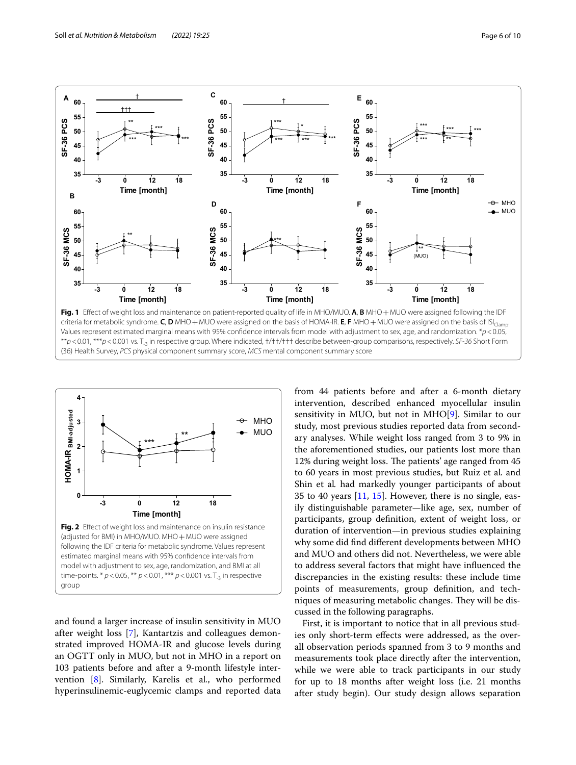**Fig. 1** Effect of weight loss and maintenance on patient-reported quality of life in MHO/MUO. **A**, **B** MHO + MUO were assigned following the IDF criteria for metabolic syndrome. **C**, **D** MHO + MUO were assigned on the basis of HOMA-IR. **E**, **F** MHO + MUO were assigned on the basis of $ISI_{Clamp}$. Values represent estimated marginal means with 95% confidence intervals from model with adjustment to sex, age, and randomization. *$p < 0.05$, **$p < 0.01$, ***$p < 0.001$ vs. $T_{-3}$ in respective group. Where indicated, †/††/††† describe between-group comparisons, respectively. *SF-36* Short Form (36) Health Survey, *PCS* physical component summary score, *MCS* mental component summary score

**Fig. 2** Effect of weight loss and maintenance on insulin resistance (adjusted for BMI) in MHO/MUO. MHO + MUO were assigned following the IDF criteria for metabolic syndrome. Values represent estimated marginal means with 95% confidence intervals from model with adjustment to sex, age, randomization, and BMI at all time-points. * $p < 0.05$, ** $p < 0.01$, *** $p < 0.001$ vs. $T_{-3}$ in respective group

and found a larger increase of insulin sensitivity in MUO after weight loss [7], Kantartzis and colleagues demonstrated improved HOMA-IR and glucose levels during an OGTT only in MUO, but not in MHO in a report on 103 patients before and after a 9-month lifestyle intervention [8]. Similarly, Karelis et al., who performed hyperinsulinemic-euglycemic clamps and reported data from 44 patients before and after a 6-month dietary intervention, described enhanced myocellular insulin sensitivity in MUO, but not in MHO[9]. Similar to our study, most previous studies reported data from secondary analyses. While weight loss ranged from 3 to 9% in the aforementioned studies, our patients lost more than 12% during weight loss. The patients' age ranged from 45 to 60 years in most previous studies, but Ruiz et al. and Shin et al. had markedly younger participants of about 35 to 40 years [11, 15]. However, there is no single, easily distinguishable parameter—like age, sex, number of participants, group definition, extent of weight loss, or duration of intervention—in previous studies explaining why some did find different developments between MHO and MUO and others did not. Nevertheless, we were able to address several factors that might have influenced the discrepancies in the existing results: these include time points of measurements, group definition, and techniques of measuring metabolic changes. They will be discussed in the following paragraphs.

First, it is important to notice that in all previous studies only short-term effects were addressed, as the overall observation periods spanned from 3 to 9 months and measurements took place directly after the intervention, while we were able to track participants in our study for up to 18 months after weight loss (i.e. 21 months after study begin). Our study design allows separation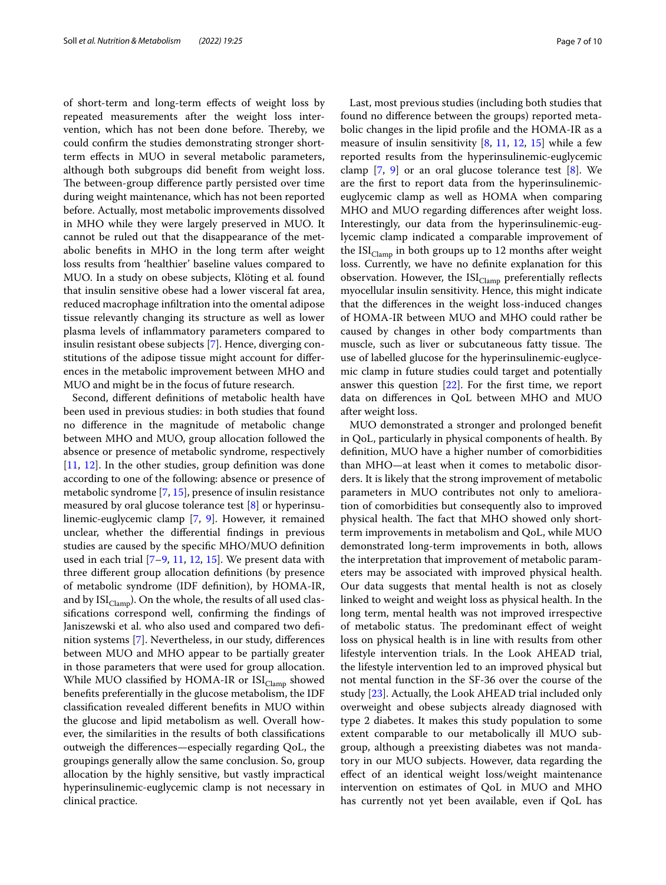of short-term and long-term effects of weight loss by repeated measurements after the weight loss intervention, which has not been done before. Thereby, we could confirm the studies demonstrating stronger short-term effects in MUO in several metabolic parameters, although both subgroups did benefit from weight loss. The between-group difference partly persisted over time during weight maintenance, which has not been reported before. Actually, most metabolic improvements dissolved in MHO while they were largely preserved in MUO. It cannot be ruled out that the disappearance of the metabolic benefits in MHO in the long term after weight loss results from 'healthier' baseline values compared to MUO. In a study on obese subjects, Klöting et al*.* found that insulin sensitive obese had a lower visceral fat area, reduced macrophage infiltration into the omental adipose tissue relevantly changing its structure as well as lower plasma levels of inflammatory parameters compared to insulin resistant obese subjects [7]. Hence, diverging constitutions of the adipose tissue might account for differences in the metabolic improvement between MHO and MUO and might be in the focus of future research.

Second, different definitions of metabolic health have been used in previous studies: in both studies that found no difference in the magnitude of metabolic change between MHO and MUO, group allocation followed the absence or presence of metabolic syndrome, respectively [11, 12]. In the other studies, group definition was done according to one of the following: absence or presence of metabolic syndrome [7, 15], presence of insulin resistance measured by oral glucose tolerance test [8] or hyperinsulinemic-euglycemic clamp [7, 9]. However, it remained unclear, whether the differential findings in previous studies are caused by the specific MHO/MUO definition used in each trial [7–9, 11, 12, 15]. We present data with three different group allocation definitions (by presence of metabolic syndrome (IDF definition), by HOMA-IR, and by $ISI_{Clamp}$). On the whole, the results of all used classifications correspond well, confirming the findings of Janiszewski et al. who also used and compared two definition systems [7]. Nevertheless, in our study, differences between MUO and MHO appear to be partially greater in those parameters that were used for group allocation. While MUO classified by HOMA-IR or $ISI_{Clamp}$ showed benefits preferentially in the glucose metabolism, the IDF classification revealed different benefits in MUO within the glucose and lipid metabolism as well. Overall however, the similarities in the results of both classifications outweigh the differences—especially regarding QoL, the groupings generally allow the same conclusion. So, group allocation by the highly sensitive, but vastly impractical hyperinsulinemic-euglycemic clamp is not necessary in clinical practice.

Last, most previous studies (including both studies that found no difference between the groups) reported metabolic changes in the lipid profile and the HOMA-IR as a measure of insulin sensitivity [8, 11, 12, 15] while a few reported results from the hyperinsulinemic-euglycemic clamp [7, 9] or an oral glucose tolerance test [8]. We are the first to report data from the hyperinsulinemic-euglycemic clamp as well as HOMA when comparing MHO and MUO regarding differences after weight loss. Interestingly, our data from the hyperinsulinemic-euglycemic clamp indicated a comparable improvement of the $ISI_{Clamp}$ in both groups up to 12 months after weight loss. Currently, we have no definite explanation for this observation. However, the $ISI_{Clamp}$ preferentially reflects myocellular insulin sensitivity. Hence, this might indicate that the differences in the weight loss-induced changes of HOMA-IR between MUO and MHO could rather be caused by changes in other body compartments than muscle, such as liver or subcutaneous fatty tissue. The use of labelled glucose for the hyperinsulinemic-euglycemic clamp in future studies could target and potentially answer this question [22]. For the first time, we report data on differences in QoL between MHO and MUO after weight loss.

MUO demonstrated a stronger and prolonged benefit in QoL, particularly in physical components of health. By definition, MUO have a higher number of comorbidities than MHO—at least when it comes to metabolic disorders. It is likely that the strong improvement of metabolic parameters in MUO contributes not only to amelioration of comorbidities but consequently also to improved physical health. The fact that MHO showed only short-term improvements in metabolism and QoL, while MUO demonstrated long-term improvements in both, allows the interpretation that improvement of metabolic parameters may be associated with improved physical health. Our data suggests that mental health is not as closely linked to weight and weight loss as physical health. In the long term, mental health was not improved irrespective of metabolic status. The predominant effect of weight loss on physical health is in line with results from other lifestyle intervention trials. In the Look AHEAD trial, the lifestyle intervention led to an improved physical but not mental function in the SF-36 over the course of the study [23]. Actually, the Look AHEAD trial included only overweight and obese subjects already diagnosed with type 2 diabetes. It makes this study population to some extent comparable to our metabolically ill MUO subgroup, although a preexisting diabetes was not mandatory in our MUO subjects. However, data regarding the effect of an identical weight loss/weight maintenance intervention on estimates of QoL in MUO and MHO has currently not yet been available, even if QoL has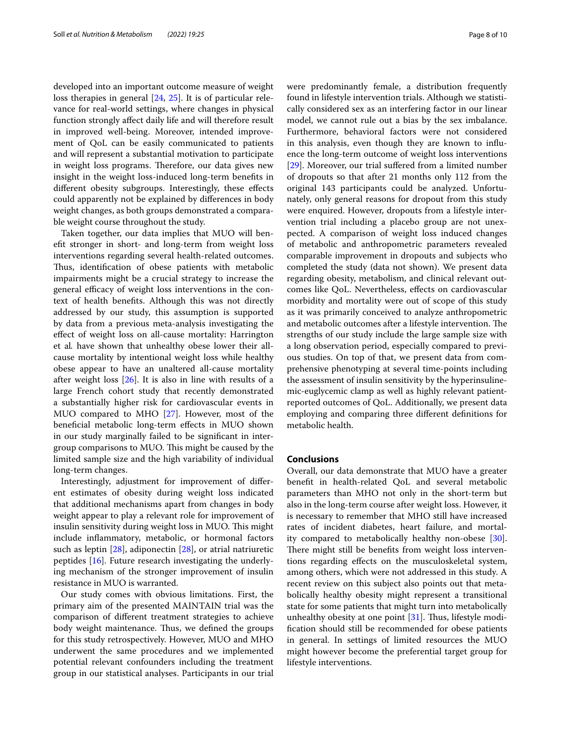developed into an important outcome measure of weight loss therapies in general [24, 25]. It is of particular relevance for real-world settings, where changes in physical function strongly affect daily life and will therefore result in improved well-being. Moreover, intended improvement of QoL can be easily communicated to patients and will represent a substantial motivation to participate in weight loss programs. Therefore, our data gives new insight in the weight loss-induced long-term benefits in different obesity subgroups. Interestingly, these effects could apparently not be explained by differences in body weight changes, as both groups demonstrated a comparable weight course throughout the study.

Taken together, our data implies that MUO will benefit stronger in short- and long-term from weight loss interventions regarding several health-related outcomes. Thus, identification of obese patients with metabolic impairments might be a crucial strategy to increase the general efficacy of weight loss interventions in the context of health benefits. Although this was not directly addressed by our study, this assumption is supported by data from a previous meta-analysis investigating the effect of weight loss on all-cause mortality: Harrington et al*.* have shown that unhealthy obese lower their all-cause mortality by intentional weight loss while healthy obese appear to have an unaltered all-cause mortality after weight loss [26]. It is also in line with results of a large French cohort study that recently demonstrated a substantially higher risk for cardiovascular events in MUO compared to MHO [27]. However, most of the beneficial metabolic long-term effects in MUO shown in our study marginally failed to be significant in intergroup comparisons to MUO. This might be caused by the limited sample size and the high variability of individual long-term changes.

Interestingly, adjustment for improvement of different estimates of obesity during weight loss indicated that additional mechanisms apart from changes in body weight appear to play a relevant role for improvement of insulin sensitivity during weight loss in MUO. This might include inflammatory, metabolic, or hormonal factors such as leptin [28], adiponectin [28], or atrial natriuretic peptides [16]. Future research investigating the underlying mechanism of the stronger improvement of insulin resistance in MUO is warranted.

Our study comes with obvious limitations. First, the primary aim of the presented MAINTAIN trial was the comparison of different treatment strategies to achieve body weight maintenance. Thus, we defined the groups for this study retrospectively. However, MUO and MHO underwent the same procedures and we implemented potential relevant confounders including the treatment group in our statistical analyses. Participants in our trial were predominantly female, a distribution frequently found in lifestyle intervention trials. Although we statistically considered sex as an interfering factor in our linear model, we cannot rule out a bias by the sex imbalance. Furthermore, behavioral factors were not considered in this analysis, even though they are known to influence the long-term outcome of weight loss interventions [29]. Moreover, our trial suffered from a limited number of dropouts so that after 21 months only 112 from the original 143 participants could be analyzed. Unfortunately, only general reasons for dropout from this study were enquired. However, dropouts from a lifestyle intervention trial including a placebo group are not unexpected. A comparison of weight loss induced changes of metabolic and anthropometric parameters revealed comparable improvement in dropouts and subjects who completed the study (data not shown). We present data regarding obesity, metabolism, and clinical relevant outcomes like QoL. Nevertheless, effects on cardiovascular morbidity and mortality were out of scope of this study as it was primarily conceived to analyze anthropometric and metabolic outcomes after a lifestyle intervention. The strengths of our study include the large sample size with a long observation period, especially compared to previous studies. On top of that, we present data from comprehensive phenotyping at several time-points including the assessment of insulin sensitivity by the hyperinsulinemic-euglycemic clamp as well as highly relevant patient-reported outcomes of QoL. Additionally, we present data employing and comparing three different definitions for metabolic health.

## Conclusions

Overall, our data demonstrate that MUO have a greater benefit in health-related QoL and several metabolic parameters than MHO not only in the short-term but also in the long-term course after weight loss. However, it is necessary to remember that MHO still have increased rates of incident diabetes, heart failure, and mortality compared to metabolically healthy non-obese [30]. There might still be benefits from weight loss interventions regarding effects on the musculoskeletal system, among others, which were not addressed in this study. A recent review on this subject also points out that metabolically healthy obesity might represent a transitional state for some patients that might turn into metabolically unhealthy obesity at one point [31]. Thus, lifestyle modification should still be recommended for obese patients in general. In settings of limited resources the MUO might however become the preferential target group for lifestyle interventions.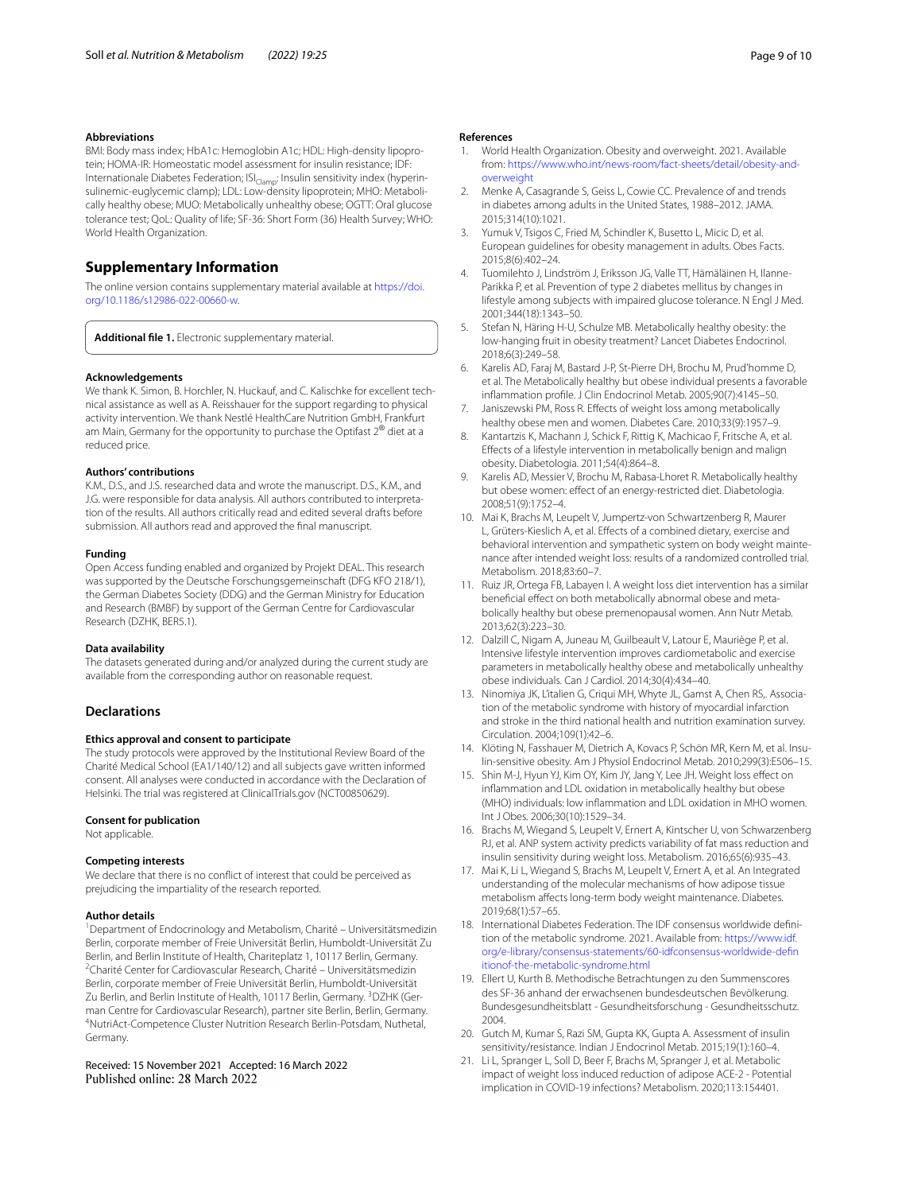### Abbreviations

BMI: Body mass index; HbA1c: Hemoglobin A1c; HDL: High-density lipoprotein; HOMA-IR: Homeostatic model assessment for insulin resistance; IDF: Internationale Diabetes Federation; $ISI_{Clamp}$: Insulin sensitivity index (hyperinsulinemic-euglycemic clamp); LDL: Low-density lipoprotein; MHO: Metabolically healthy obese; MUO: Metabolically unhealthy obese; OGTT: Oral glucose tolerance test; QoL: Quality of life; SF-36: Short Form (36) Health Survey; WHO: World Health Organization.

## Supplementary Information

The online version contains supplementary material available at https://doi.org/10.1186/s12986-022-00660-w.

**Additional file 1.** Electronic supplementary material.

### Acknowledgements

We thank K. Simon, B. Horchler, N. Huckauf, and C. Kalischke for excellent technical assistance as well as A. Reisshauer for the support regarding to physical activity intervention. We thank Nestlé HealthCare Nutrition GmbH, Frankfurt am Main, Germany for the opportunity to purchase the Optifast 2® diet at a reduced price.

### Authors' contributions

K.M., D.S., and J.S. researched data and wrote the manuscript. D.S., K.M., and J.G. were responsible for data analysis. All authors contributed to interpretation of the results. All authors critically read and edited several drafts before submission. All authors read and approved the final manuscript.

### Funding

Open Access funding enabled and organized by Projekt DEAL. This research was supported by the Deutsche Forschungsgemeinschaft (DFG KFO 218/1), the German Diabetes Society (DDG) and the German Ministry for Education and Research (BMBF) by support of the German Centre for Cardiovascular Research (DZHK, BER5.1).

### Data availability

The datasets generated during and/or analyzed during the current study are available from the corresponding author on reasonable request.

## Declarations

### Ethics approval and consent to participate

The study protocols were approved by the Institutional Review Board of the Charité Medical School (EA1/140/12) and all subjects gave written informed consent. All analyses were conducted in accordance with the Declaration of Helsinki. The trial was registered at ClinicalTrials.gov (NCT00850629).

### Consent for publication

Not applicable.

### Competing interests

We declare that there is no conflict of interest that could be perceived as prejudicing the impartiality of the research reported.

### Author details

[1]Department of Endocrinology and Metabolism, Charité – Universitätsmedizin Berlin, corporate member of Freie Universität Berlin, Humboldt-Universität Zu Berlin, and Berlin Institute of Health, Chariteplatz 1, 10117 Berlin, Germany. [2]Charité Center for Cardiovascular Research, Charité – Universitätsmedizin Berlin, corporate member of Freie Universität Berlin, Humboldt-Universität Zu Berlin, and Berlin Institute of Health, 10117 Berlin, Germany. [3]DZHK (German Centre for Cardiovascular Research), partner site Berlin, Berlin, Germany. [4]NutriAct-Competence Cluster Nutrition Research Berlin-Potsdam, Nuthetal, Germany.

Received: 15 November 2021 Accepted: 16 March 2022
Published online: 28 March 2022

### References

1. World Health Organization. Obesity and overweight. 2021. Available from: https://www.who.int/news-room/fact-sheets/detail/obesity-and-overweight
2. Menke A, Casagrande S, Geiss L, Cowie CC. Prevalence of and trends in diabetes among adults in the United States, 1988–2012. JAMA. 2015;314(10):1021.
3. Yumuk V, Tsigos C, Fried M, Schindler K, Busetto L, Micic D, et al. European guidelines for obesity management in adults. Obes Facts. 2015;8(6):402–24.
4. Tuomilehto J, Lindström J, Eriksson JG, Valle TT, Hämäläinen H, Ilanne-Parikka P, et al. Prevention of type 2 diabetes mellitus by changes in lifestyle among subjects with impaired glucose tolerance. N Engl J Med. 2001;344(18):1343–50.
5. Stefan N, Häring H-U, Schulze MB. Metabolically healthy obesity: the low-hanging fruit in obesity treatment? Lancet Diabetes Endocrinol. 2018;6(3):249–58.
6. Karelis AD, Faraj M, Bastard J-P, St-Pierre DH, Brochu M, Prud'homme D, et al. The Metabolically healthy but obese individual presents a favorable inflammation profile. J Clin Endocrinol Metab. 2005;90(7):4145–50.
7. Janiszewski PM, Ross R. Effects of weight loss among metabolically healthy obese men and women. Diabetes Care. 2010;33(9):1957–9.
8. Kantartzis K, Machann J, Schick F, Rittig K, Machicao F, Fritsche A, et al. Effects of a lifestyle intervention in metabolically benign and malign obesity. Diabetologia. 2011;54(4):864–8.
9. Karelis AD, Messier V, Brochu M, Rabasa-Lhoret R. Metabolically healthy but obese women: effect of an energy-restricted diet. Diabetologia. 2008;51(9):1752–4.
10. Mai K, Brachs M, Leupelt V, Jumpertz-von Schwartzenberg R, Maurer L, Grüters-Kieslich A, et al. Effects of a combined dietary, exercise and behavioral intervention and sympathetic system on body weight maintenance after intended weight loss: results of a randomized controlled trial. Metabolism. 2018;83:60–7.
11. Ruiz JR, Ortega FB, Labayen I. A weight loss diet intervention has a similar beneficial effect on both metabolically abnormal obese and metabolically healthy but obese premenopausal women. Ann Nutr Metab. 2013;62(3):223–30.
12. Dalzill C, Nigam A, Juneau M, Guilbeault V, Latour E, Mauriège P, et al. Intensive lifestyle intervention improves cardiometabolic and exercise parameters in metabolically healthy obese and metabolically unhealthy obese individuals. Can J Cardiol. 2014;30(4):434–40.
13. Ninomiya JK, L'italien G, Criqui MH, Whyte JL, Gamst A, Chen RS,. Association of the metabolic syndrome with history of myocardial infarction and stroke in the third national health and nutrition examination survey. Circulation. 2004;109(1):42–6.
14. Klöting N, Fasshauer M, Dietrich A, Kovacs P, Schön MR, Kern M, et al. Insulin-sensitive obesity. Am J Physiol Endocrinol Metab. 2010;299(3):E506–15.
15. Shin M-J, Hyun YJ, Kim OY, Kim JY, Jang Y, Lee JH. Weight loss effect on inflammation and LDL oxidation in metabolically healthy but obese (MHO) individuals: low inflammation and LDL oxidation in MHO women. Int J Obes. 2006;30(10):1529–34.
16. Brachs M, Wiegand S, Leupelt V, Ernert A, Kintscher U, von Schwarzenberg RJ, et al. ANP system activity predicts variability of fat mass reduction and insulin sensitivity during weight loss. Metabolism. 2016;65(6):935–43.
17. Mai K, Li L, Wiegand S, Brachs M, Leupelt V, Ernert A, et al. An Integrated understanding of the molecular mechanisms of how adipose tissue metabolism affects long-term body weight maintenance. Diabetes. 2019;68(1):57–65.
18. International Diabetes Federation. The IDF consensus worldwide definition of the metabolic syndrome. 2021. Available from: https://www.idf.org/e-library/consensus-statements/60-idfconsensus-worldwide-definitionof-the-metabolic-syndrome.html
19. Ellert U, Kurth B. Methodische Betrachtungen zu den Summenscores des SF-36 anhand der erwachsenen bundesdeutschen Bevölkerung. Bundesgesundheitsblatt - Gesundheitsforschung - Gesundheitsschutz. 2004.
20. Gutch M, Kumar S, Razi SM, Gupta KK, Gupta A. Assessment of insulin sensitivity/resistance. Indian J Endocrinol Metab. 2015;19(1):160–4.
21. Li L, Spranger L, Soll D, Beer F, Brachs M, Spranger J, et al. Metabolic impact of weight loss induced reduction of adipose ACE-2 - Potential implication in COVID-19 infections? Metabolism. 2020;113:154401.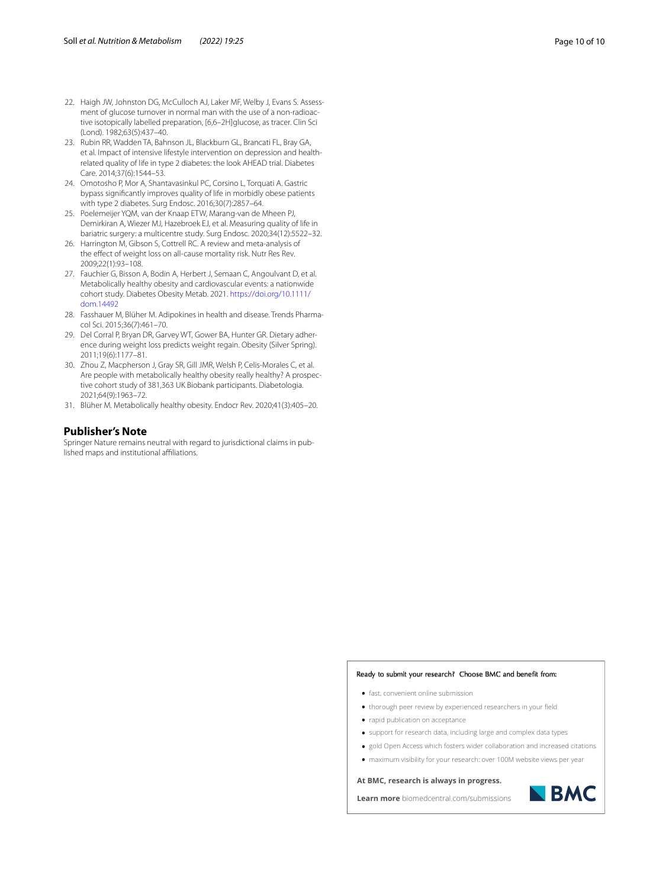22. Haigh JW, Johnston DG, McCulloch AJ, Laker MF, Welby J, Evans S. Assessment of glucose turnover in normal man with the use of a non-radioactive isotopically labelled preparation, [6,6–2H]glucose, as tracer. Clin Sci (Lond). 1982;63(5):437–40.
23. Rubin RR, Wadden TA, Bahnson JL, Blackburn GL, Brancati FL, Bray GA, et al. Impact of intensive lifestyle intervention on depression and health-related quality of life in type 2 diabetes: the look AHEAD trial. Diabetes Care. 2014;37(6):1544–53.
24. Omotosho P, Mor A, Shantavasinkul PC, Corsino L, Torquati A. Gastric bypass significantly improves quality of life in morbidly obese patients with type 2 diabetes. Surg Endosc. 2016;30(7):2857–64.
25. Poelemeijer YQM, van der Knaap ETW, Marang-van de Mheen PJ, Demirkiran A, Wiezer MJ, Hazebroek EJ, et al. Measuring quality of life in bariatric surgery: a multicentre study. Surg Endosc. 2020;34(12):5522–32.
26. Harrington M, Gibson S, Cottrell RC. A review and meta-analysis of the effect of weight loss on all-cause mortality risk. Nutr Res Rev. 2009;22(1):93–108.
27. Fauchier G, Bisson A, Bodin A, Herbert J, Semaan C, Angoulvant D, et al. Metabolically healthy obesity and cardiovascular events: a nationwide cohort study. Diabetes Obesity Metab. 2021. https://doi.org/10.1111/dom.14492
28. Fasshauer M, Blüher M. Adipokines in health and disease. Trends Pharmacol Sci. 2015;36(7):461–70.
29. Del Corral P, Bryan DR, Garvey WT, Gower BA, Hunter GR. Dietary adherence during weight loss predicts weight regain. Obesity (Silver Spring). 2011;19(6):1177–81.
30. Zhou Z, Macpherson J, Gray SR, Gill JMR, Welsh P, Celis-Morales C, et al. Are people with metabolically healthy obesity really healthy? A prospective cohort study of 381,363 UK Biobank participants. Diabetologia. 2021;64(9):1963–72.
31. Blüher M. Metabolically healthy obesity. Endocr Rev. 2020;41(3):405–20.

## Publisher's Note

Springer Nature remains neutral with regard to jurisdictional claims in published maps and institutional affiliations.

Ready to submit your research? Choose BMC and benefit from:

- fast, convenient online submission
- thorough peer review by experienced researchers in your field
- rapid publication on acceptance
- support for research data, including large and complex data types
- gold Open Access which fosters wider collaboration and increased citations
- maximum visibility for your research: over 100M website views per year

**At BMC, research is always in progress.**

**Learn more** biomedcentral.com/submissions

BMC